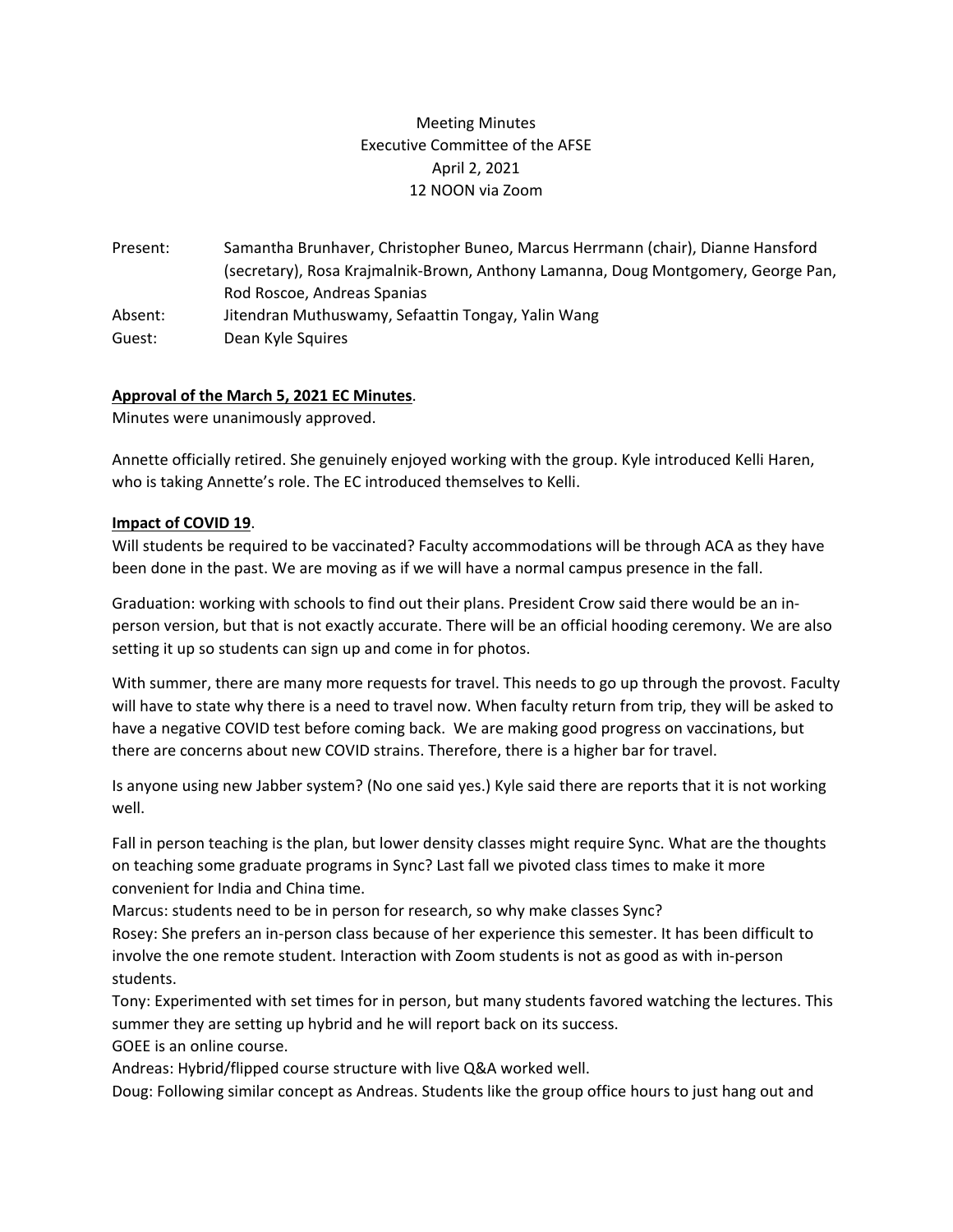Meeting Minutes
Executive Committee of the AFSE
April 2, 2021
12 NOON via Zoom

| | |
|---|---|
| Present: | Samantha Brunhaver, Christopher Buneo, Marcus Herrmann (chair), Dianne Hansford (secretary), Rosa Krajmalnik-Brown, Anthony Lamanna, Doug Montgomery, George Pan, Rod Roscoe, Andreas Spanias |
| Absent: | Jitendran Muthuswamy, Sefaattin Tongay, Yalin Wang |
| Guest: | Dean Kyle Squires |

**Approval of the March 5, 2021 EC Minutes**.

Minutes were unanimously approved.

Annette officially retired. She genuinely enjoyed working with the group. Kyle introduced Kelli Haren, who is taking Annette's role. The EC introduced themselves to Kelli.

**Impact of COVID 19**.

Will students be required to be vaccinated? Faculty accommodations will be through ACA as they have been done in the past. We are moving as if we will have a normal campus presence in the fall.

Graduation: working with schools to find out their plans. President Crow said there would be an in-person version, but that is not exactly accurate. There will be an official hooding ceremony. We are also setting it up so students can sign up and come in for photos.

With summer, there are many more requests for travel. This needs to go up through the provost. Faculty will have to state why there is a need to travel now. When faculty return from trip, they will be asked to have a negative COVID test before coming back. We are making good progress on vaccinations, but there are concerns about new COVID strains. Therefore, there is a higher bar for travel.

Is anyone using new Jabber system? (No one said yes.) Kyle said there are reports that it is not working well.

Fall in person teaching is the plan, but lower density classes might require Sync. What are the thoughts on teaching some graduate programs in Sync? Last fall we pivoted class times to make it more convenient for India and China time.

Marcus: students need to be in person for research, so why make classes Sync?

Rosey: She prefers an in-person class because of her experience this semester. It has been difficult to involve the one remote student. Interaction with Zoom students is not as good as with in-person students.

Tony: Experimented with set times for in person, but many students favored watching the lectures. This summer they are setting up hybrid and he will report back on its success.

GOEE is an online course.

Andreas: Hybrid/flipped course structure with live Q&A worked well.

Doug: Following similar concept as Andreas. Students like the group office hours to just hang out and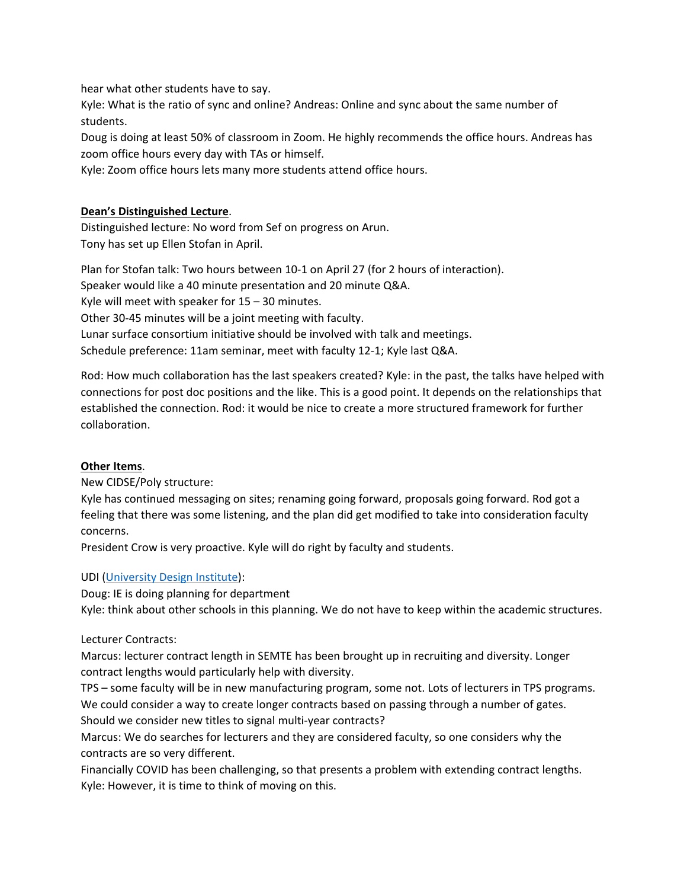hear what other students have to say.

Kyle: What is the ratio of sync and online? Andreas: Online and sync about the same number of students.

Doug is doing at least 50% of classroom in Zoom. He highly recommends the office hours. Andreas has zoom office hours every day with TAs or himself.

Kyle: Zoom office hours lets many more students attend office hours.

**<u>Dean's Distinguished Lecture</u>**.

Distinguished lecture: No word from Sef on progress on Arun.

Tony has set up Ellen Stofan in April.

Plan for Stofan talk: Two hours between 10-1 on April 27 (for 2 hours of interaction).

Speaker would like a 40 minute presentation and 20 minute Q&A.

Kyle will meet with speaker for 15 – 30 minutes.

Other 30-45 minutes will be a joint meeting with faculty.

Lunar surface consortium initiative should be involved with talk and meetings.

Schedule preference: 11am seminar, meet with faculty 12-1; Kyle last Q&A.

Rod: How much collaboration has the last speakers created? Kyle: in the past, the talks have helped with connections for post doc positions and the like. This is a good point. It depends on the relationships that established the connection. Rod: it would be nice to create a more structured framework for further collaboration.

**<u>Other Items</u>**.

New CIDSE/Poly structure:

Kyle has continued messaging on sites; renaming going forward, proposals going forward. Rod got a feeling that there was some listening, and the plan did get modified to take into consideration faculty concerns.

President Crow is very proactive. Kyle will do right by faculty and students.

UDI (University Design Institute):

Doug: IE is doing planning for department

Kyle: think about other schools in this planning. We do not have to keep within the academic structures.

Lecturer Contracts:

Marcus: lecturer contract length in SEMTE has been brought up in recruiting and diversity. Longer contract lengths would particularly help with diversity.

TPS – some faculty will be in new manufacturing program, some not. Lots of lecturers in TPS programs. We could consider a way to create longer contracts based on passing through a number of gates. Should we consider new titles to signal multi-year contracts?

Marcus: We do searches for lecturers and they are considered faculty, so one considers why the contracts are so very different.

Financially COVID has been challenging, so that presents a problem with extending contract lengths. Kyle: However, it is time to think of moving on this.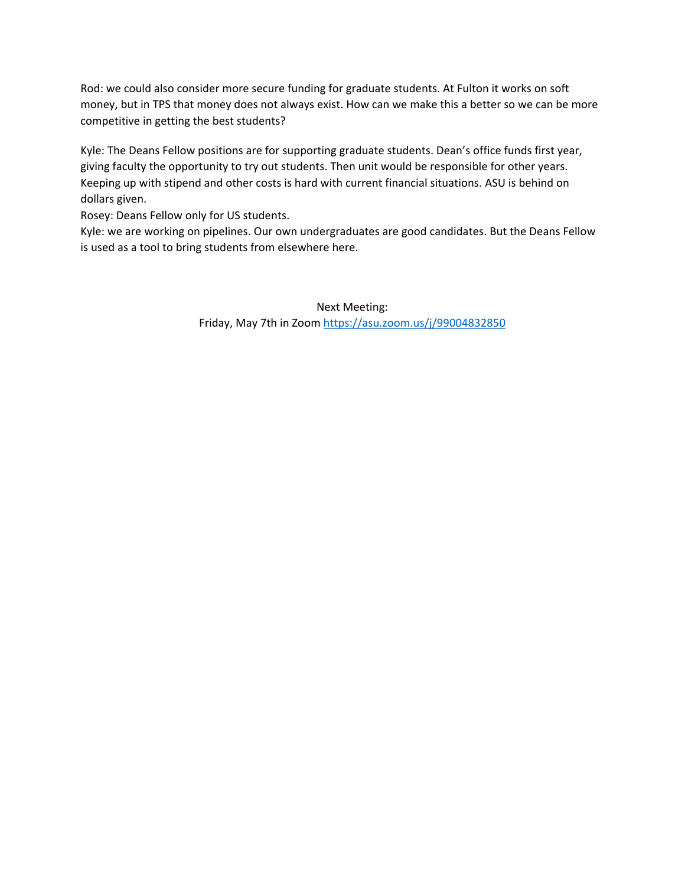Rod: we could also consider more secure funding for graduate students. At Fulton it works on soft money, but in TPS that money does not always exist. How can we make this a better so we can be more competitive in getting the best students?

Kyle: The Deans Fellow positions are for supporting graduate students. Dean's office funds first year, giving faculty the opportunity to try out students. Then unit would be responsible for other years. Keeping up with stipend and other costs is hard with current financial situations. ASU is behind on dollars given.
Rosey: Deans Fellow only for US students.
Kyle: we are working on pipelines. Our own undergraduates are good candidates. But the Deans Fellow is used as a tool to bring students from elsewhere here.

Next Meeting:
Friday, May 7th in Zoom https://asu.zoom.us/j/99004832850